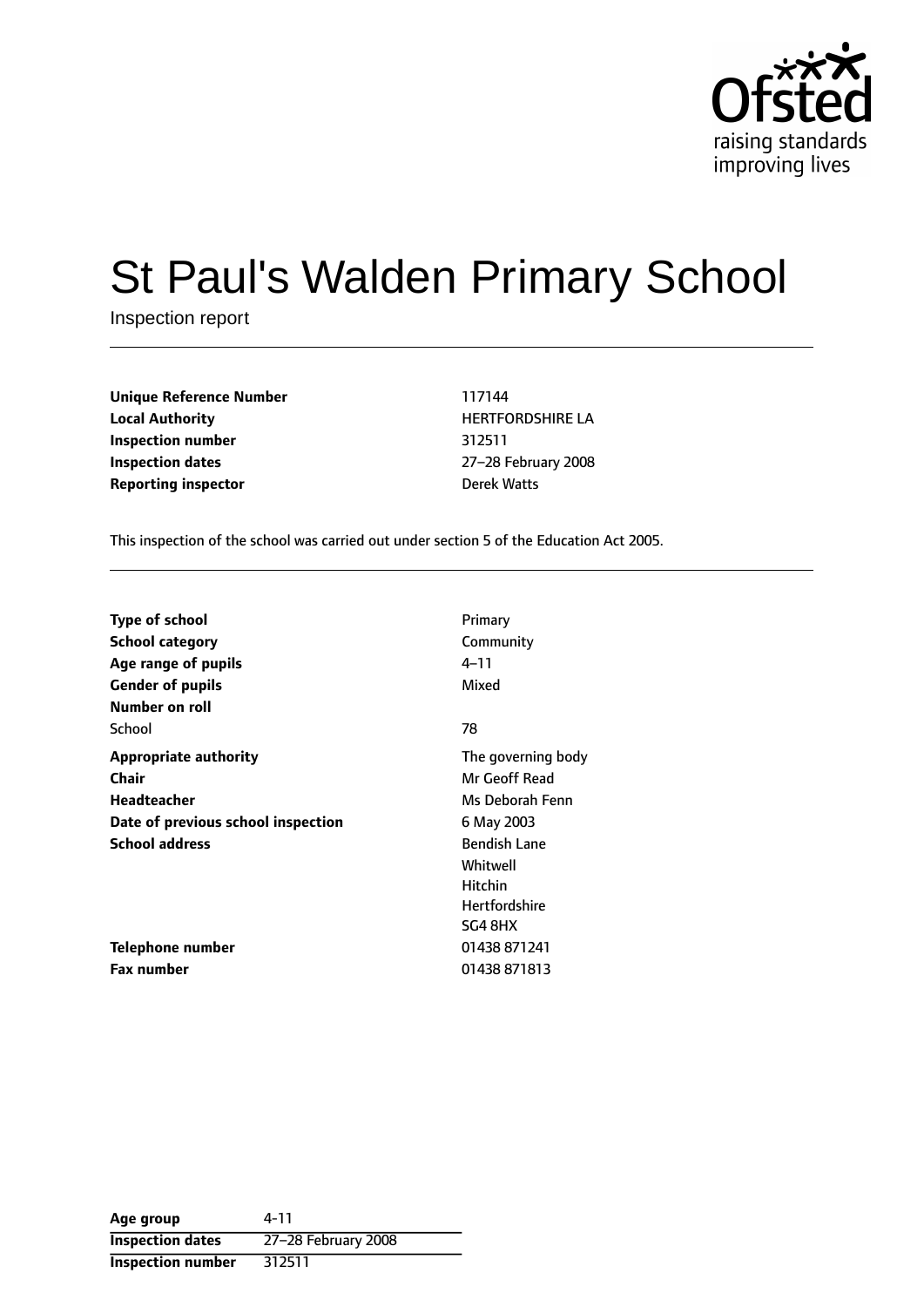Ofsted
raising standards
improving lives

# St Paul's Walden Primary School

Inspection report

| | |
|---|---|
| **Unique Reference Number** | 117144 |
| **Local Authority** | HERTFORDSHIRE LA |
| **Inspection number** | 312511 |
| **Inspection dates** | 27–28 February 2008 |
| **Reporting inspector** | Derek Watts |

This inspection of the school was carried out under section 5 of the Education Act 2005.

| | |
|---|---|
| **Type of school** | Primary |
| **School category** | Community |
| **Age range of pupils** | 4–11 |
| **Gender of pupils** | Mixed |
| **Number on roll** | |
| School | 78 |
| **Appropriate authority** | The governing body |
| **Chair** | Mr Geoff Read |
| **Headteacher** | Ms Deborah Fenn |
| **Date of previous school inspection** | 6 May 2003 |
| **School address** | Bendish Lane<br>Whitwell<br>Hitchin<br>Hertfordshire<br>SG4 8HX |
| **Telephone number** | 01438 871241 |
| **Fax number** | 01438 871813 |

| | |
|---|---|
| **Age group** | 4-11 |
| **Inspection dates** | 27–28 February 2008 |
| **Inspection number** | 312511 |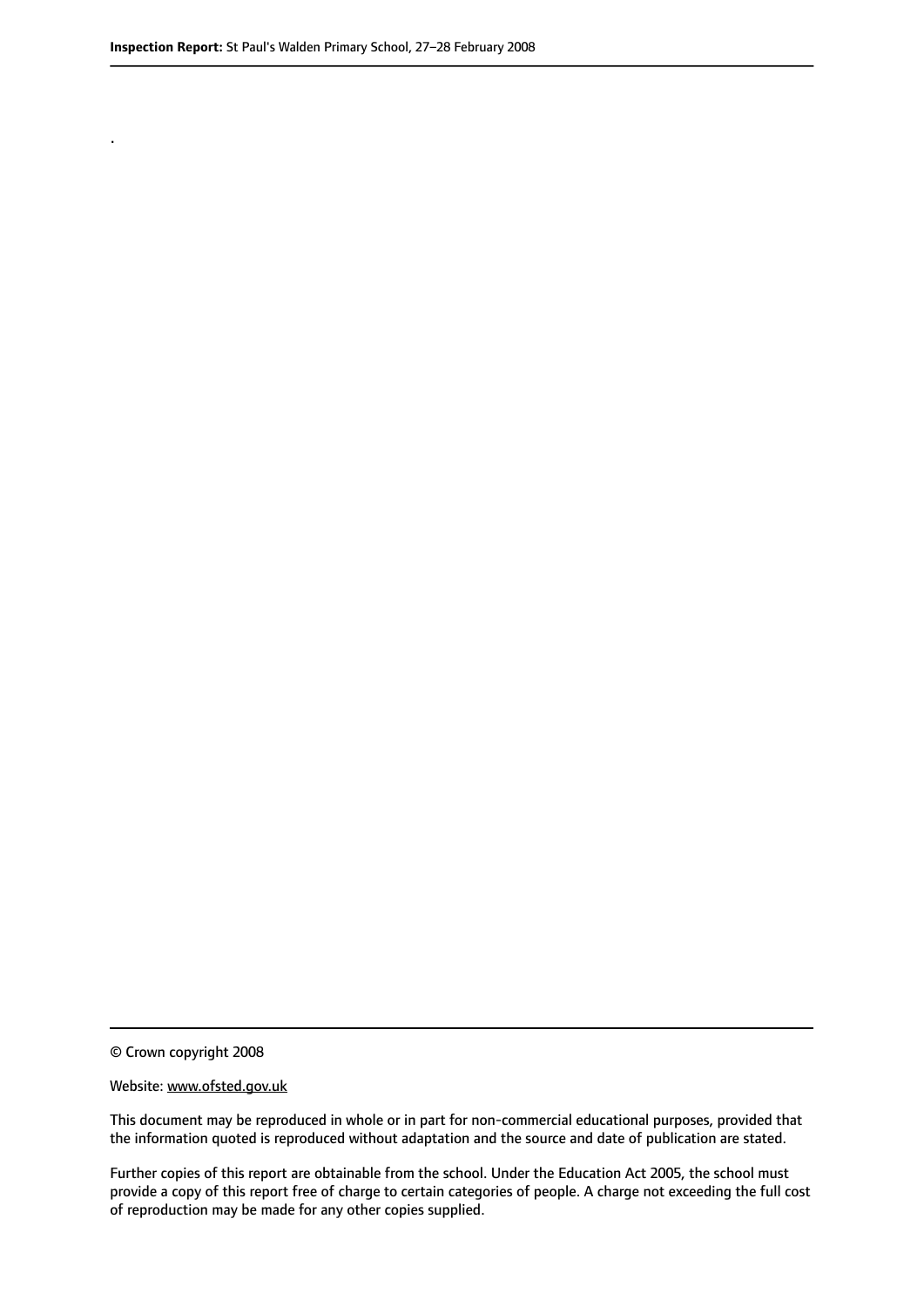.

© Crown copyright 2008

Website: www.ofsted.gov.uk

This document may be reproduced in whole or in part for non-commercial educational purposes, provided that the information quoted is reproduced without adaptation and the source and date of publication are stated.

Further copies of this report are obtainable from the school. Under the Education Act 2005, the school must provide a copy of this report free of charge to certain categories of people. A charge not exceeding the full cost of reproduction may be made for any other copies supplied.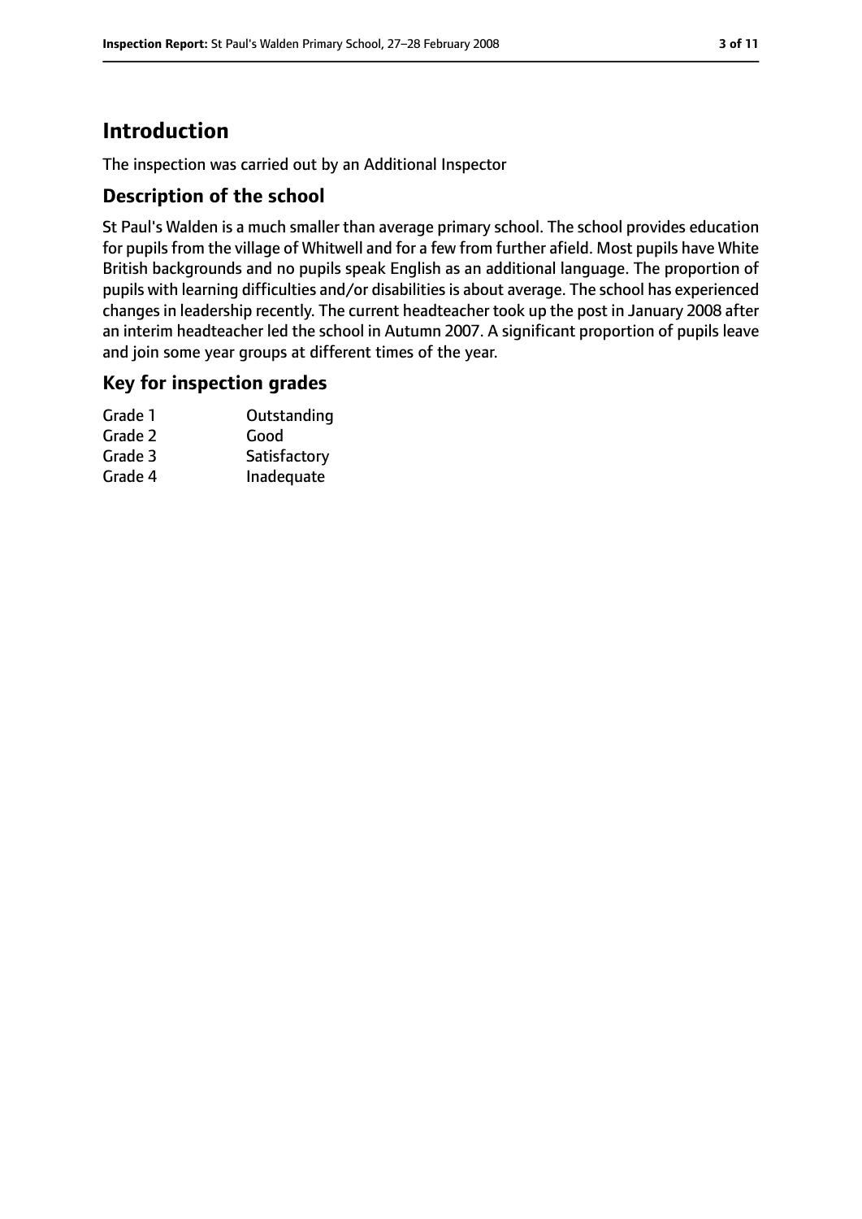# Introduction

The inspection was carried out by an Additional Inspector

## Description of the school

St Paul's Walden is a much smaller than average primary school. The school provides education for pupils from the village of Whitwell and for a few from further afield. Most pupils have White British backgrounds and no pupils speak English as an additional language. The proportion of pupils with learning difficulties and/or disabilities is about average. The school has experienced changes in leadership recently. The current headteacher took up the post in January 2008 after an interim headteacher led the school in Autumn 2007. A significant proportion of pupils leave and join some year groups at different times of the year.

## Key for inspection grades

| | |
|---|---|
| Grade 1 | Outstanding |
| Grade 2 | Good |
| Grade 3 | Satisfactory |
| Grade 4 | Inadequate |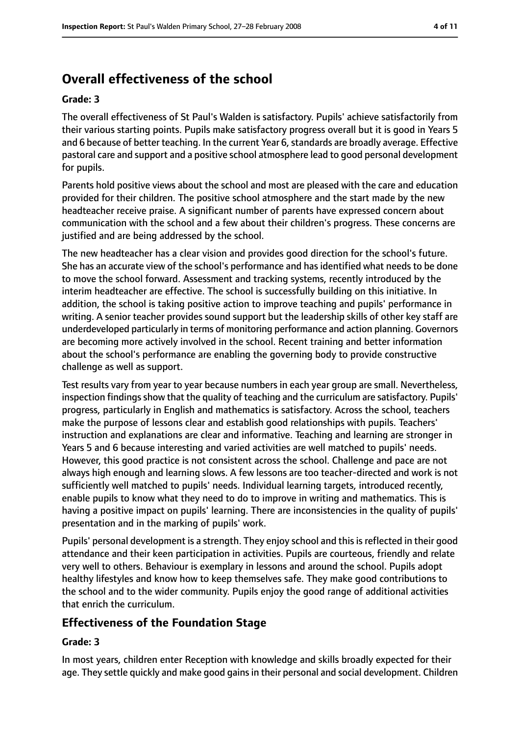## Overall effectiveness of the school

### Grade: 3

The overall effectiveness of St Paul's Walden is satisfactory. Pupils' achieve satisfactorily from their various starting points. Pupils make satisfactory progress overall but it is good in Years 5 and 6 because of better teaching. In the current Year 6, standards are broadly average. Effective pastoral care and support and a positive school atmosphere lead to good personal development for pupils.

Parents hold positive views about the school and most are pleased with the care and education provided for their children. The positive school atmosphere and the start made by the new headteacher receive praise. A significant number of parents have expressed concern about communication with the school and a few about their children's progress. These concerns are justified and are being addressed by the school.

The new headteacher has a clear vision and provides good direction for the school's future. She has an accurate view of the school's performance and has identified what needs to be done to move the school forward. Assessment and tracking systems, recently introduced by the interim headteacher are effective. The school is successfully building on this initiative. In addition, the school is taking positive action to improve teaching and pupils' performance in writing. A senior teacher provides sound support but the leadership skills of other key staff are underdeveloped particularly in terms of monitoring performance and action planning. Governors are becoming more actively involved in the school. Recent training and better information about the school's performance are enabling the governing body to provide constructive challenge as well as support.

Test results vary from year to year because numbers in each year group are small. Nevertheless, inspection findings show that the quality of teaching and the curriculum are satisfactory. Pupils' progress, particularly in English and mathematics is satisfactory. Across the school, teachers make the purpose of lessons clear and establish good relationships with pupils. Teachers' instruction and explanations are clear and informative. Teaching and learning are stronger in Years 5 and 6 because interesting and varied activities are well matched to pupils' needs. However, this good practice is not consistent across the school. Challenge and pace are not always high enough and learning slows. A few lessons are too teacher-directed and work is not sufficiently well matched to pupils' needs. Individual learning targets, introduced recently, enable pupils to know what they need to do to improve in writing and mathematics. This is having a positive impact on pupils' learning. There are inconsistencies in the quality of pupils' presentation and in the marking of pupils' work.

Pupils' personal development is a strength. They enjoy school and this is reflected in their good attendance and their keen participation in activities. Pupils are courteous, friendly and relate very well to others. Behaviour is exemplary in lessons and around the school. Pupils adopt healthy lifestyles and know how to keep themselves safe. They make good contributions to the school and to the wider community. Pupils enjoy the good range of additional activities that enrich the curriculum.

## Effectiveness of the Foundation Stage

### Grade: 3

In most years, children enter Reception with knowledge and skills broadly expected for their age. They settle quickly and make good gains in their personal and social development. Children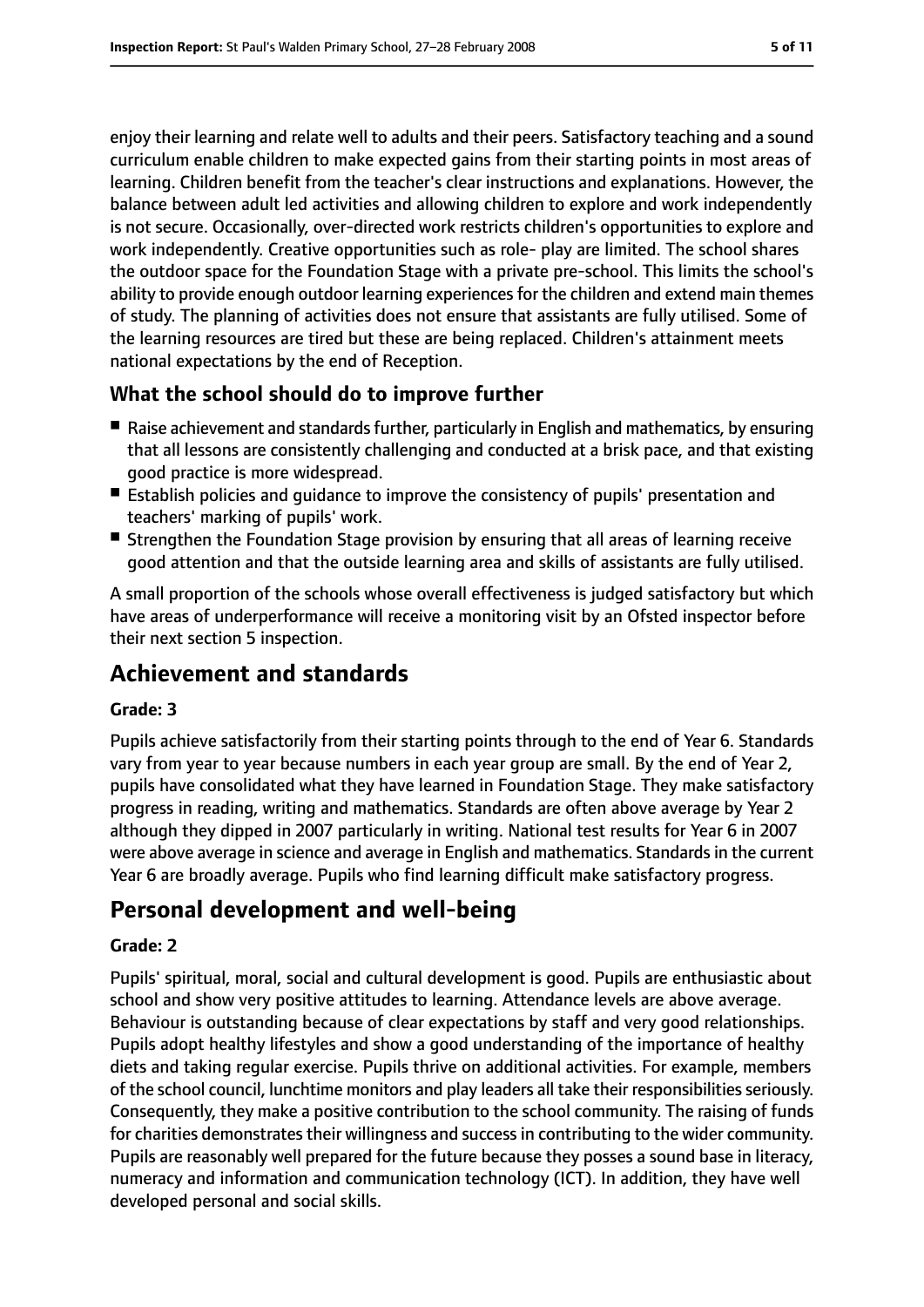enjoy their learning and relate well to adults and their peers. Satisfactory teaching and a sound curriculum enable children to make expected gains from their starting points in most areas of learning. Children benefit from the teacher's clear instructions and explanations. However, the balance between adult led activities and allowing children to explore and work independently is not secure. Occasionally, over-directed work restricts children's opportunities to explore and work independently. Creative opportunities such as role- play are limited. The school shares the outdoor space for the Foundation Stage with a private pre-school. This limits the school's ability to provide enough outdoor learning experiences for the children and extend main themes of study. The planning of activities does not ensure that assistants are fully utilised. Some of the learning resources are tired but these are being replaced. Children's attainment meets national expectations by the end of Reception.

### What the school should do to improve further

- Raise achievement and standards further, particularly in English and mathematics, by ensuring that all lessons are consistently challenging and conducted at a brisk pace, and that existing good practice is more widespread.
- Establish policies and guidance to improve the consistency of pupils' presentation and teachers' marking of pupils' work.
- Strengthen the Foundation Stage provision by ensuring that all areas of learning receive good attention and that the outside learning area and skills of assistants are fully utilised.

A small proportion of the schools whose overall effectiveness is judged satisfactory but which have areas of underperformance will receive a monitoring visit by an Ofsted inspector before their next section 5 inspection.

## Achievement and standards

#### Grade: 3

Pupils achieve satisfactorily from their starting points through to the end of Year 6. Standards vary from year to year because numbers in each year group are small. By the end of Year 2, pupils have consolidated what they have learned in Foundation Stage. They make satisfactory progress in reading, writing and mathematics. Standards are often above average by Year 2 although they dipped in 2007 particularly in writing. National test results for Year 6 in 2007 were above average in science and average in English and mathematics. Standards in the current Year 6 are broadly average. Pupils who find learning difficult make satisfactory progress.

## Personal development and well-being

#### Grade: 2

Pupils' spiritual, moral, social and cultural development is good. Pupils are enthusiastic about school and show very positive attitudes to learning. Attendance levels are above average. Behaviour is outstanding because of clear expectations by staff and very good relationships. Pupils adopt healthy lifestyles and show a good understanding of the importance of healthy diets and taking regular exercise. Pupils thrive on additional activities. For example, members of the school council, lunchtime monitors and play leaders all take their responsibilities seriously. Consequently, they make a positive contribution to the school community. The raising of funds for charities demonstrates their willingness and success in contributing to the wider community. Pupils are reasonably well prepared for the future because they posses a sound base in literacy, numeracy and information and communication technology (ICT). In addition, they have well developed personal and social skills.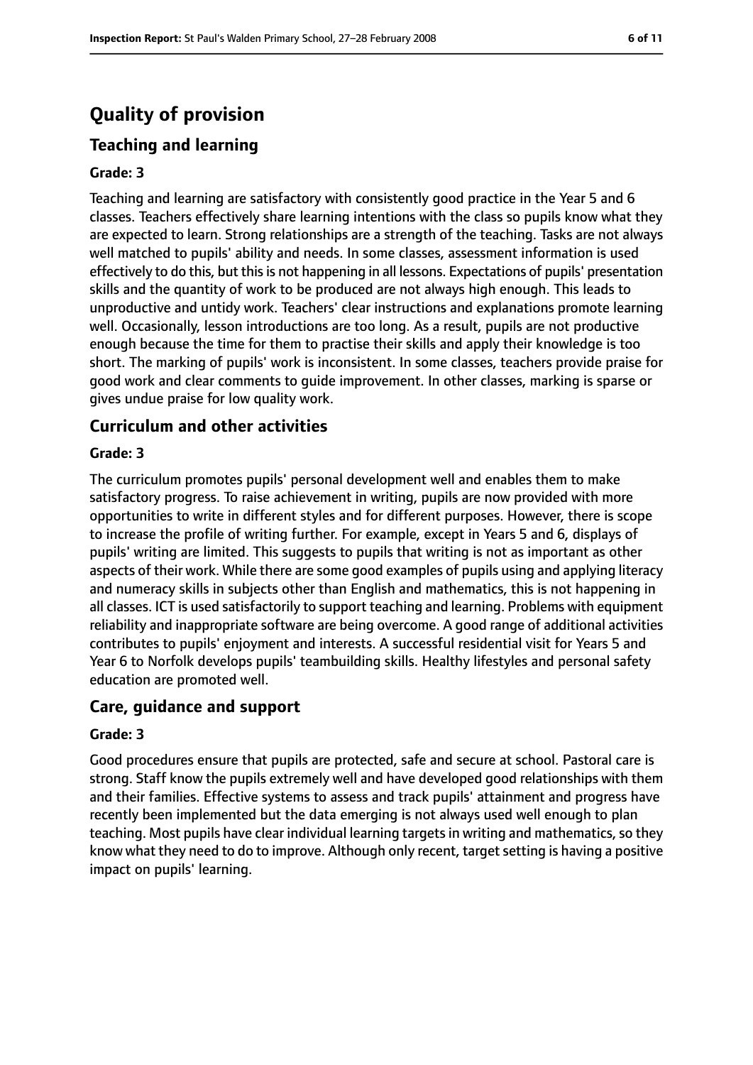# Quality of provision

## Teaching and learning

**Grade: 3**

Teaching and learning are satisfactory with consistently good practice in the Year 5 and 6 classes. Teachers effectively share learning intentions with the class so pupils know what they are expected to learn. Strong relationships are a strength of the teaching. Tasks are not always well matched to pupils' ability and needs. In some classes, assessment information is used effectively to do this, but this is not happening in all lessons. Expectations of pupils' presentation skills and the quantity of work to be produced are not always high enough. This leads to unproductive and untidy work. Teachers' clear instructions and explanations promote learning well. Occasionally, lesson introductions are too long. As a result, pupils are not productive enough because the time for them to practise their skills and apply their knowledge is too short. The marking of pupils' work is inconsistent. In some classes, teachers provide praise for good work and clear comments to guide improvement. In other classes, marking is sparse or gives undue praise for low quality work.

## Curriculum and other activities

**Grade: 3**

The curriculum promotes pupils' personal development well and enables them to make satisfactory progress. To raise achievement in writing, pupils are now provided with more opportunities to write in different styles and for different purposes. However, there is scope to increase the profile of writing further. For example, except in Years 5 and 6, displays of pupils' writing are limited. This suggests to pupils that writing is not as important as other aspects of their work. While there are some good examples of pupils using and applying literacy and numeracy skills in subjects other than English and mathematics, this is not happening in all classes. ICT is used satisfactorily to support teaching and learning. Problems with equipment reliability and inappropriate software are being overcome. A good range of additional activities contributes to pupils' enjoyment and interests. A successful residential visit for Years 5 and Year 6 to Norfolk develops pupils' teambuilding skills. Healthy lifestyles and personal safety education are promoted well.

## Care, guidance and support

**Grade: 3**

Good procedures ensure that pupils are protected, safe and secure at school. Pastoral care is strong. Staff know the pupils extremely well and have developed good relationships with them and their families. Effective systems to assess and track pupils' attainment and progress have recently been implemented but the data emerging is not always used well enough to plan teaching. Most pupils have clear individual learning targets in writing and mathematics, so they know what they need to do to improve. Although only recent, target setting is having a positive impact on pupils' learning.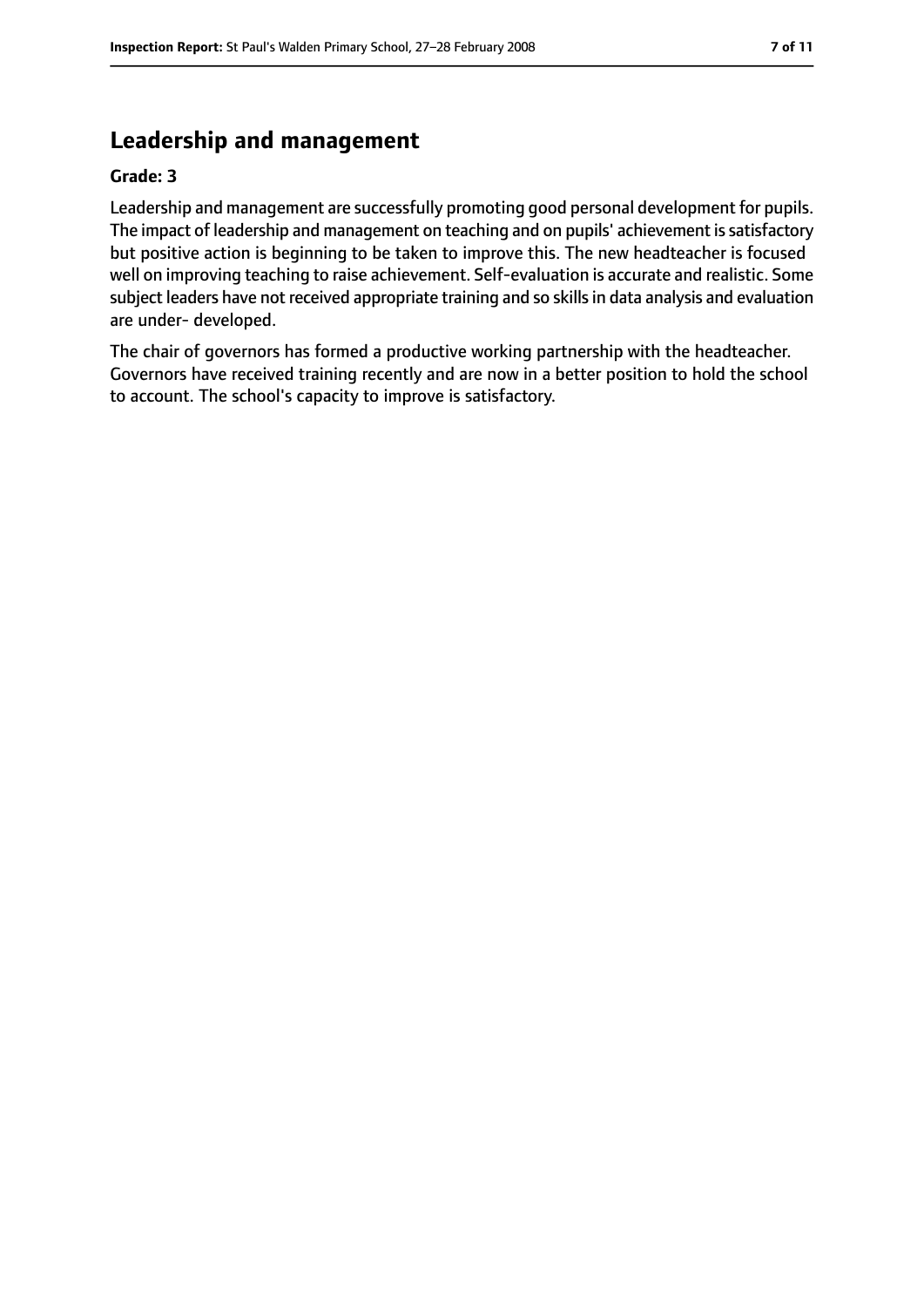## Leadership and management

**Grade: 3**

Leadership and management are successfully promoting good personal development for pupils. The impact of leadership and management on teaching and on pupils' achievement is satisfactory but positive action is beginning to be taken to improve this. The new headteacher is focused well on improving teaching to raise achievement. Self-evaluation is accurate and realistic. Some subject leaders have not received appropriate training and so skills in data analysis and evaluation are under- developed.

The chair of governors has formed a productive working partnership with the headteacher. Governors have received training recently and are now in a better position to hold the school to account. The school's capacity to improve is satisfactory.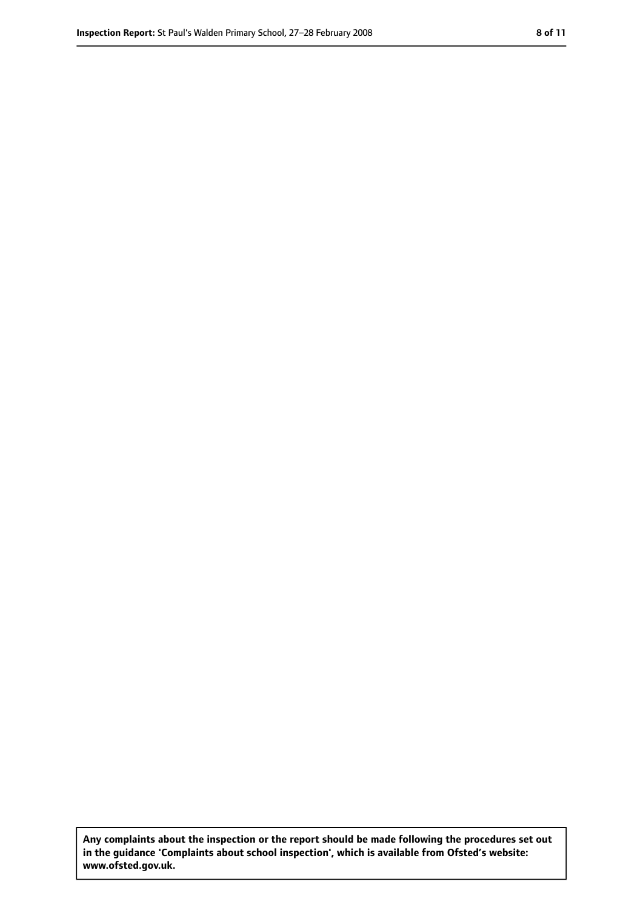**Any complaints about the inspection or the report should be made following the procedures set out in the guidance 'Complaints about school inspection', which is available from Ofsted's website: www.ofsted.gov.uk.**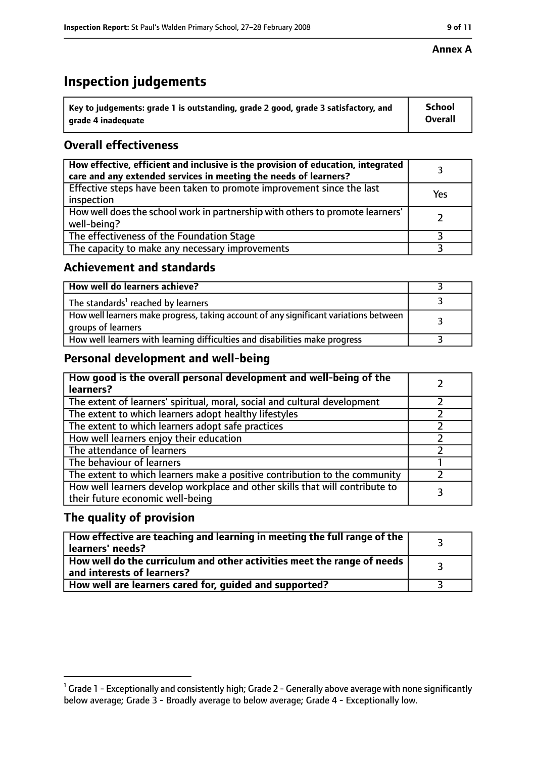**Annex A**

# Inspection judgements

| Key to judgements: grade 1 is outstanding, grade 2 good, grade 3 satisfactory, and grade 4 inadequate | School Overall |
|---|---|

## Overall effectiveness

| | |
|---|---|
| How effective, efficient and inclusive is the provision of education, integrated care and any extended services in meeting the needs of learners? | 3 |
| Effective steps have been taken to promote improvement since the last inspection | Yes |
| How well does the school work in partnership with others to promote learners' well-being? | 2 |
| The effectiveness of the Foundation Stage | 3 |
| The capacity to make any necessary improvements | 3 |

## Achievement and standards

| | |
|---|---|
| How well do learners achieve? | 3 |
| The standards[1] reached by learners | 3 |
| How well learners make progress, taking account of any significant variations between groups of learners | 3 |
| How well learners with learning difficulties and disabilities make progress | 3 |

## Personal development and well-being

| | |
|---|---|
| How good is the overall personal development and well-being of the learners? | 2 |
| The extent of learners' spiritual, moral, social and cultural development | 2 |
| The extent to which learners adopt healthy lifestyles | 2 |
| The extent to which learners adopt safe practices | 2 |
| How well learners enjoy their education | 2 |
| The attendance of learners | 2 |
| The behaviour of learners | 1 |
| The extent to which learners make a positive contribution to the community | 2 |
| How well learners develop workplace and other skills that will contribute to their future economic well-being | 3 |

## The quality of provision

| | |
|---|---|
| How effective are teaching and learning in meeting the full range of the learners' needs? | 3 |
| How well do the curriculum and other activities meet the range of needs and interests of learners? | 3 |
| How well are learners cared for, guided and supported? | 3 |

[1] Grade 1 - Exceptionally and consistently high; Grade 2 - Generally above average with none significantly below average; Grade 3 - Broadly average to below average; Grade 4 - Exceptionally low.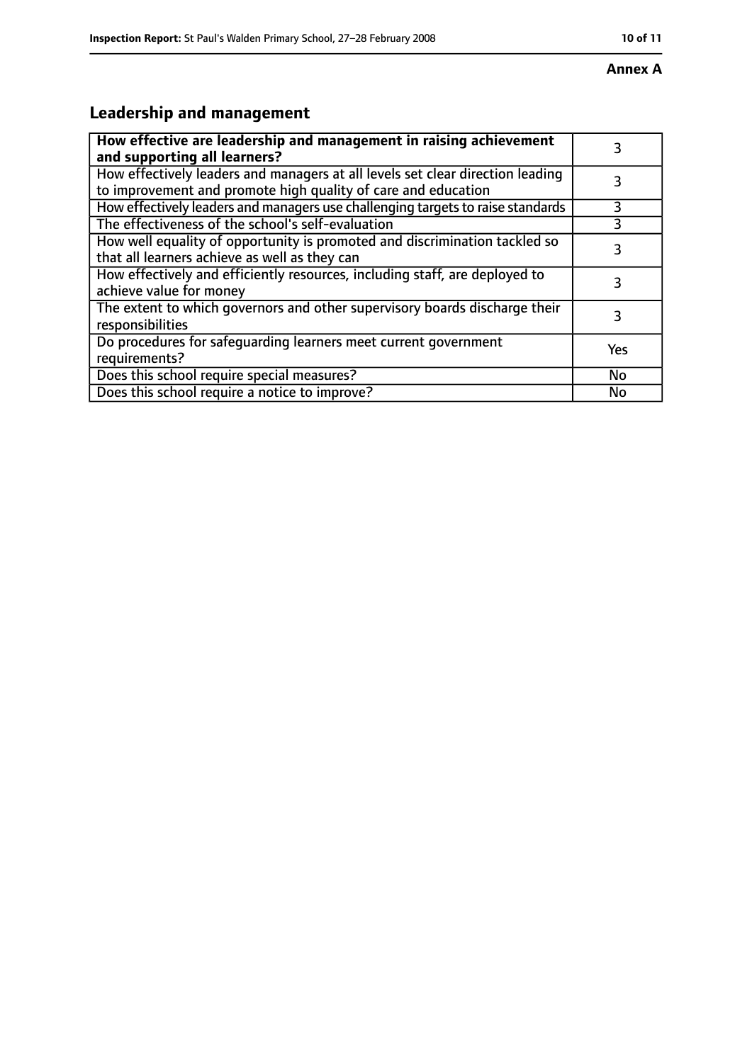**Annex A**

## Leadership and management

| **How effective are leadership and management in raising achievement and supporting all learners?** | 3 |
|---|---|
| How effectively leaders and managers at all levels set clear direction leading to improvement and promote high quality of care and education | 3 |
| How effectively leaders and managers use challenging targets to raise standards | 3 |
| The effectiveness of the school's self-evaluation | 3 |
| How well equality of opportunity is promoted and discrimination tackled so that all learners achieve as well as they can | 3 |
| How effectively and efficiently resources, including staff, are deployed to achieve value for money | 3 |
| The extent to which governors and other supervisory boards discharge their responsibilities | 3 |
| Do procedures for safeguarding learners meet current government requirements? | Yes |
| Does this school require special measures? | No |
| Does this school require a notice to improve? | No |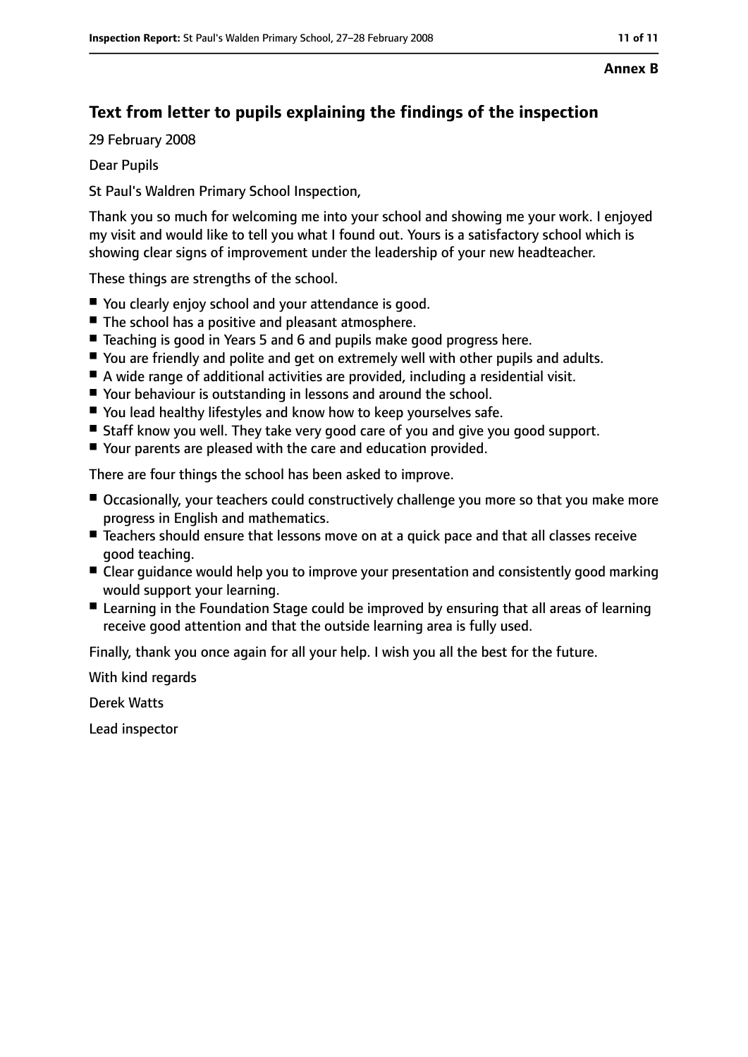**Annex B**

## Text from letter to pupils explaining the findings of the inspection

29 February 2008

Dear Pupils

St Paul's Waldren Primary School Inspection,

Thank you so much for welcoming me into your school and showing me your work. I enjoyed my visit and would like to tell you what I found out. Yours is a satisfactory school which is showing clear signs of improvement under the leadership of your new headteacher.

These things are strengths of the school.

- You clearly enjoy school and your attendance is good.
- The school has a positive and pleasant atmosphere.
- Teaching is good in Years 5 and 6 and pupils make good progress here.
- You are friendly and polite and get on extremely well with other pupils and adults.
- A wide range of additional activities are provided, including a residential visit.
- Your behaviour is outstanding in lessons and around the school.
- You lead healthy lifestyles and know how to keep yourselves safe.
- Staff know you well. They take very good care of you and give you good support.
- Your parents are pleased with the care and education provided.

There are four things the school has been asked to improve.

- Occasionally, your teachers could constructively challenge you more so that you make more progress in English and mathematics.
- Teachers should ensure that lessons move on at a quick pace and that all classes receive good teaching.
- Clear guidance would help you to improve your presentation and consistently good marking would support your learning.
- Learning in the Foundation Stage could be improved by ensuring that all areas of learning receive good attention and that the outside learning area is fully used.

Finally, thank you once again for all your help. I wish you all the best for the future.

With kind regards

Derek Watts

Lead inspector